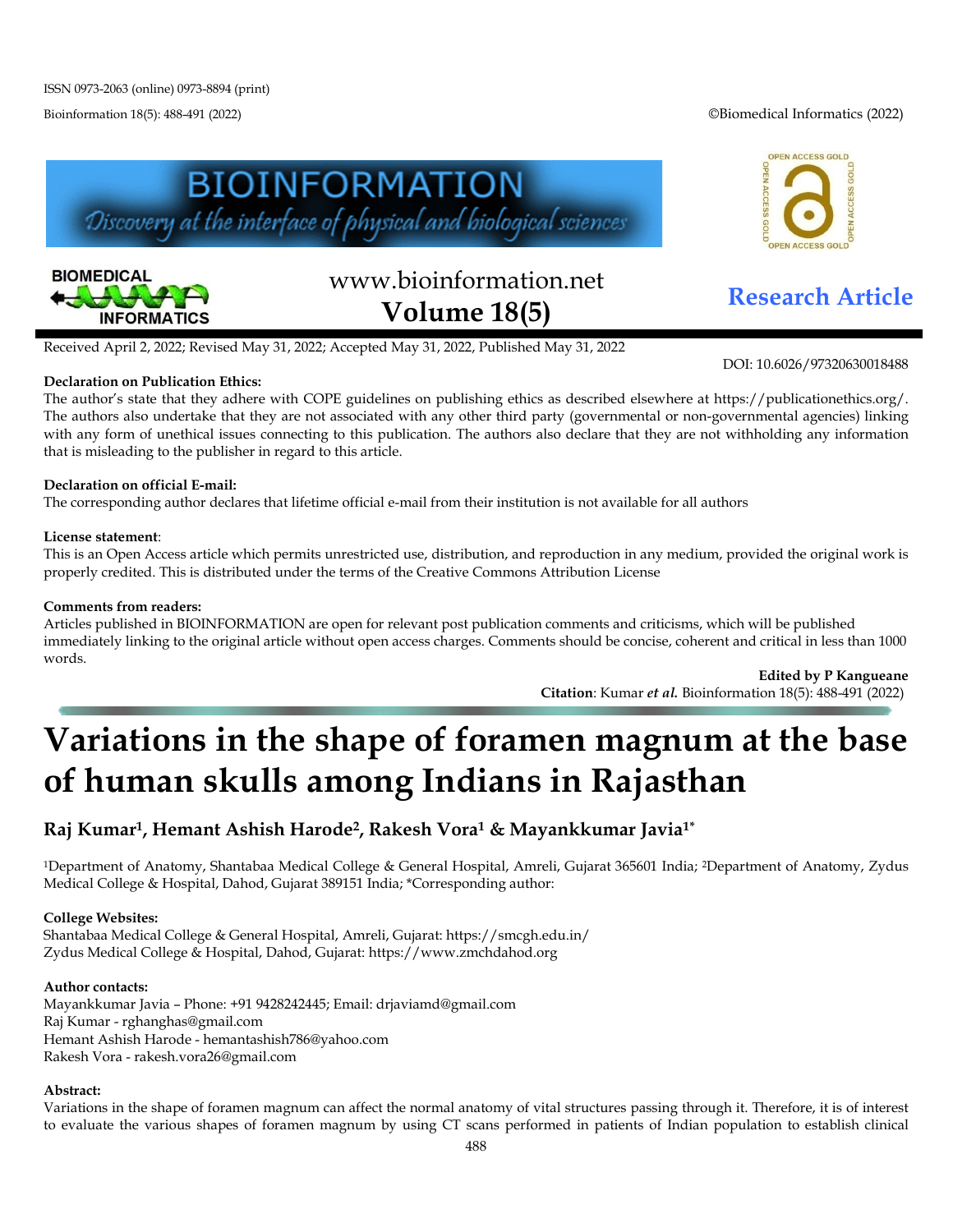Received April 2, 2022; Revised May 31, 2022; Accepted May 31, 2022, Published May 31, 2022

DOI: 10.6026/97320630018488

**Declaration on Publication Ethics:**
The author's state that they adhere with COPE guidelines on publishing ethics as described elsewhere at https://publicationethics.org/. The authors also undertake that they are not associated with any other third party (governmental or non-governmental agencies) linking with any form of unethical issues connecting to this publication. The authors also declare that they are not withholding any information that is misleading to the publisher in regard to this article.

**Declaration on official E-mail:**
The corresponding author declares that lifetime official e-mail from their institution is not available for all authors

**License statement**:
This is an Open Access article which permits unrestricted use, distribution, and reproduction in any medium, provided the original work is properly credited. This is distributed under the terms of the Creative Commons Attribution License

**Comments from readers:**
Articles published in BIOINFORMATION are open for relevant post publication comments and criticisms, which will be published immediately linking to the original article without open access charges. Comments should be concise, coherent and critical in less than 1000 words.

**Edited by P Kangueane**
**Citation**: Kumar ***et al.*** Bioinformation 18(5): 488-491 (2022)

# Variations in the shape of foramen magnum at the base of human skulls among Indians in Rajasthan

## Raj Kumar[1], Hemant Ashish Harode[2], Rakesh Vora[1] & Mayankkumar Javia[1*]

[1]Department of Anatomy, Shantabaa Medical College & General Hospital, Amreli, Gujarat 365601 India; [2]Department of Anatomy, Zydus Medical College & Hospital, Dahod, Gujarat 389151 India; *Corresponding author:

**College Websites:**
Shantabaa Medical College & General Hospital, Amreli, Gujarat: https://smcgh.edu.in/
Zydus Medical College & Hospital, Dahod, Gujarat: https://www.zmchdahod.org

**Author contacts:**
Mayankkumar Javia – Phone: +91 9428242445; Email: drjaviamd@gmail.com
Raj Kumar - rghanghas@gmail.com
Hemant Ashish Harode - hemantashish786@yahoo.com
Rakesh Vora - rakesh.vora26@gmail.com

**Abstract:**
Variations in the shape of foramen magnum can affect the normal anatomy of vital structures passing through it. Therefore, it is of interest to evaluate the various shapes of foramen magnum by using CT scans performed in patients of Indian population to establish clinical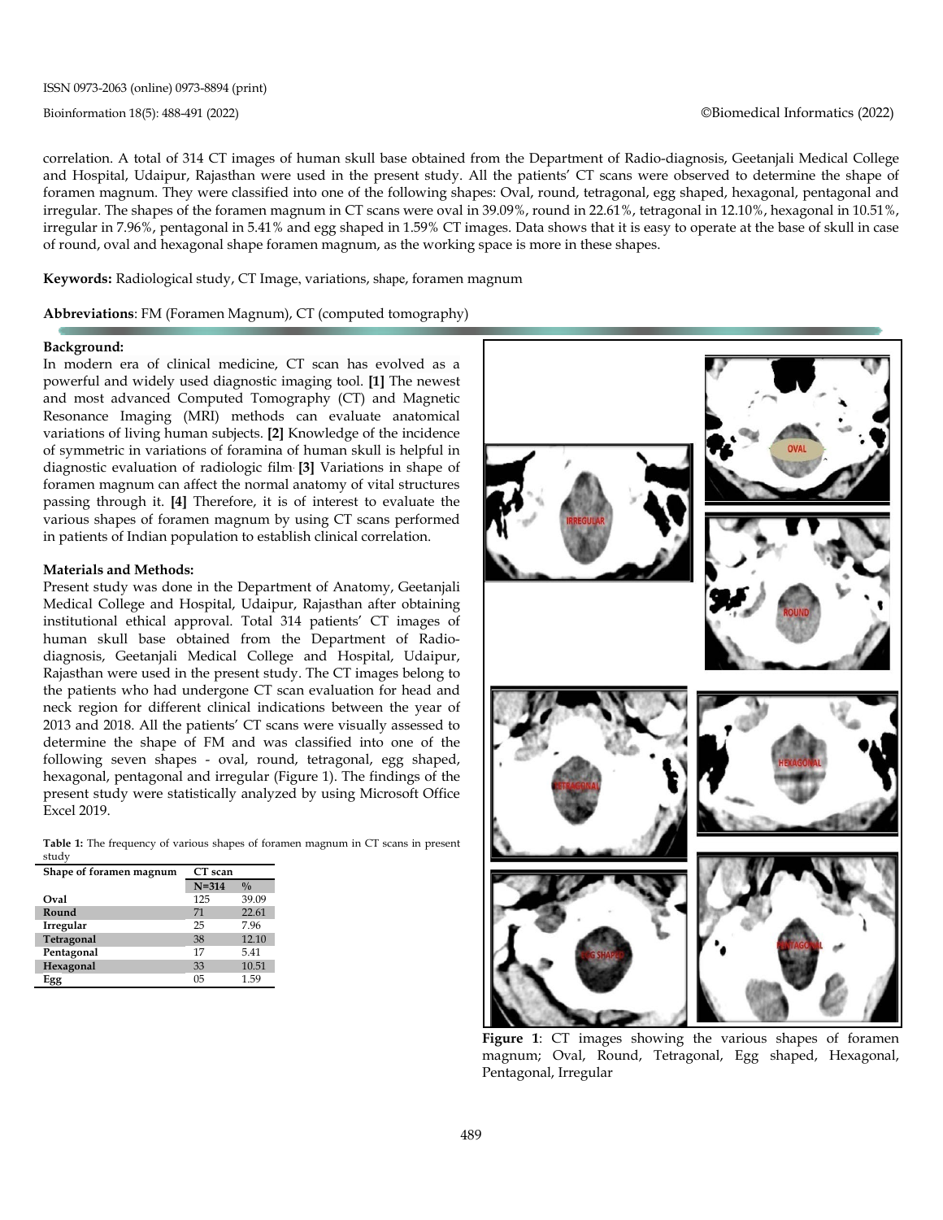correlation. A total of 314 CT images of human skull base obtained from the Department of Radio-diagnosis, Geetanjali Medical College and Hospital, Udaipur, Rajasthan were used in the present study. All the patients' CT scans were observed to determine the shape of foramen magnum. They were classified into one of the following shapes: Oval, round, tetragonal, egg shaped, hexagonal, pentagonal and irregular. The shapes of the foramen magnum in CT scans were oval in 39.09%, round in 22.61%, tetragonal in 12.10%, hexagonal in 10.51%, irregular in 7.96%, pentagonal in 5.41% and egg shaped in 1.59% CT images. Data shows that it is easy to operate at the base of skull in case of round, oval and hexagonal shape foramen magnum, as the working space is more in these shapes.

**Keywords:** Radiological study, CT Image, variations, shape, foramen magnum

**Abbreviations**: FM (Foramen Magnum), CT (computed tomography)

### Background:

In modern era of clinical medicine, CT scan has evolved as a powerful and widely used diagnostic imaging tool. **[1]** The newest and most advanced Computed Tomography (CT) and Magnetic Resonance Imaging (MRI) methods can evaluate anatomical variations of living human subjects. **[2]** Knowledge of the incidence of symmetric in variations of foramina of human skull is helpful in diagnostic evaluation of radiologic film. **[3]** Variations in shape of foramen magnum can affect the normal anatomy of vital structures passing through it. **[4]** Therefore, it is of interest to evaluate the various shapes of foramen magnum by using CT scans performed in patients of Indian population to establish clinical correlation.

### Materials and Methods:

Present study was done in the Department of Anatomy, Geetanjali Medical College and Hospital, Udaipur, Rajasthan after obtaining institutional ethical approval. Total 314 patients' CT images of human skull base obtained from the Department of Radio-diagnosis, Geetanjali Medical College and Hospital, Udaipur, Rajasthan were used in the present study. The CT images belong to the patients who had undergone CT scan evaluation for head and neck region for different clinical indications between the year of 2013 and 2018. All the patients' CT scans were visually assessed to determine the shape of FM and was classified into one of the following seven shapes - oval, round, tetragonal, egg shaped, hexagonal, pentagonal and irregular (Figure 1). The findings of the present study were statistically analyzed by using Microsoft Office Excel 2019.

**Table 1:** The frequency of various shapes of foramen magnum in CT scans in present study

| Shape of foramen magnum | CT scan | |
|---|---|---|
| | N=314 | % |
| Oval | 125 | 39.09 |
| Round | 71 | 22.61 |
| Irregular | 25 | 7.96 |
| Tetragonal | 38 | 12.10 |
| Pentagonal | 17 | 5.41 |
| Hexagonal | 33 | 10.51 |
| Egg | 05 | 1.59 |

**Figure 1**: CT images showing the various shapes of foramen magnum; Oval, Round, Tetragonal, Egg shaped, Hexagonal, Pentagonal, Irregular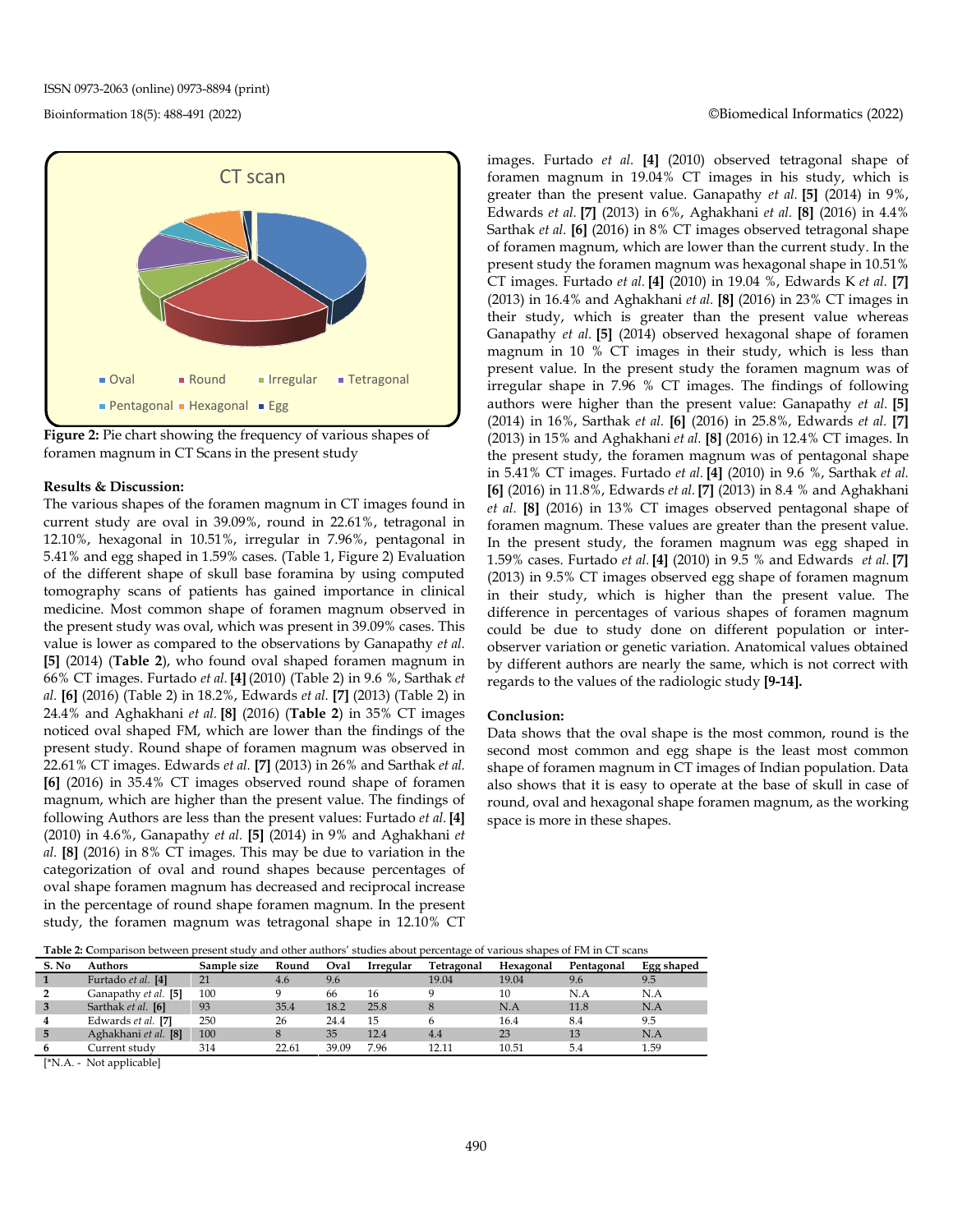Figure 2: Pie chart showing the frequency of various shapes of foramen magnum in CT Scans in the present study

### Results & Discussion:

The various shapes of the foramen magnum in CT images found in current study are oval in 39.09%, round in 22.61%, tetragonal in 12.10%, hexagonal in 10.51%, irregular in 7.96%, pentagonal in 5.41% and egg shaped in 1.59% cases. (Table 1, Figure 2) Evaluation of the different shape of skull base foramina by using computed tomography scans of patients has gained importance in clinical medicine. Most common shape of foramen magnum observed in the present study was oval, which was present in 39.09% cases. This value is lower as compared to the observations by Ganapathy *et al.* **[5]** (2014) (**Table 2**), who found oval shaped foramen magnum in 66% CT images. Furtado *et al.* **[4]** (2010) (Table 2) in 9.6 %, Sarthak *et al.* **[6]** (2016) (Table 2) in 18.2%, Edwards *et al.* **[7]** (2013) (Table 2) in 24.4% and Aghakhani *et al.* **[8]** (2016) (**Table 2**) in 35% CT images noticed oval shaped FM, which are lower than the findings of the present study. Round shape of foramen magnum was observed in 22.61% CT images. Edwards *et al.* **[7]** (2013) in 26% and Sarthak *et al.* **[6]** (2016) in 35.4% CT images observed round shape of foramen magnum, which are higher than the present value. The findings of following Authors are less than the present values: Furtado *et al.* **[4]** (2010) in 4.6%, Ganapathy *et al.* **[5]** (2014) in 9% and Aghakhani *et al.* **[8]** (2016) in 8% CT images. This may be due to variation in the categorization of oval and round shapes because percentages of oval shape foramen magnum has decreased and reciprocal increase in the percentage of round shape foramen magnum. In the present study, the foramen magnum was tetragonal shape in 12.10% CT images. Furtado *et al.* **[4]** (2010) observed tetragonal shape of foramen magnum in 19.04% CT images in his study, which is greater than the present value. Ganapathy *et al.* **[5]** (2014) in 9%, Edwards *et al.* **[7]** (2013) in 6%, Aghakhani *et al.* **[8]** (2016) in 4.4% Sarthak *et al.* **[6]** (2016) in 8% CT images observed tetragonal shape of foramen magnum, which are lower than the current study. In the present study the foramen magnum was hexagonal shape in 10.51% CT images. Furtado *et al.* **[4]** (2010) in 19.04 %, Edwards K *et al.* **[7]** (2013) in 16.4% and Aghakhani *et al.* **[8]** (2016) in 23% CT images in their study, which is greater than the present value whereas Ganapathy *et al.* **[5]** (2014) observed hexagonal shape of foramen magnum in 10 % CT images in their study, which is less than present value. In the present study the foramen magnum was of irregular shape in 7.96 % CT images. The findings of following authors were higher than the present value: Ganapathy *et al.* **[5]** (2014) in 16%, Sarthak *et al.* **[6]** (2016) in 25.8%, Edwards *et al.* **[7]** (2013) in 15% and Aghakhani *et al.* **[8]** (2016) in 12.4% CT images. In the present study, the foramen magnum was of pentagonal shape in 5.41% CT images. Furtado *et al.* **[4]** (2010) in 9.6 %, Sarthak *et al.* **[6]** (2016) in 11.8%, Edwards *et al.* **[7]** (2013) in 8.4 % and Aghakhani *et al.* **[8]** (2016) in 13% CT images observed pentagonal shape of foramen magnum. These values are greater than the present value. In the present study, the foramen magnum was egg shaped in 1.59% cases. Furtado *et al.* **[4]** (2010) in 9.5 % and Edwards *et al.* **[7]** (2013) in 9.5% CT images observed egg shape of foramen magnum in their study, which is higher than the present value. The difference in percentages of various shapes of foramen magnum could be due to study done on different population or inter-observer variation or genetic variation. Anatomical values obtained by different authors are nearly the same, which is not correct with regards to the values of the radiologic study **[9-14].**

### Conclusion:

Data shows that the oval shape is the most common, round is the second most common and egg shape is the least most common shape of foramen magnum in CT images of Indian population. Data also shows that it is easy to operate at the base of skull in case of round, oval and hexagonal shape foramen magnum, as the working space is more in these shapes.

**Table 2:** Comparison between present study and other authors' studies about percentage of various shapes of FM in CT scans

| S. No | Authors | Sample size | Round | Oval | Irregular | Tetragonal | Hexagonal | Pentagonal | Egg shaped |
|---|---|---|---|---|---|---|---|---|---|
| 1 | Furtado *et al.* [4] | 21 | 4.6 | 9.6 | | 19.04 | 19.04 | 9.6 | 9.5 |
| 2 | Ganapathy *et al.* [5] | 100 | 9 | 66 | 16 | 9 | 10 | N.A | N.A |
| 3 | Sarthak *et al.* [6] | 93 | 35.4 | 18.2 | 25.8 | 8 | N.A | 11.8 | N.A |
| 4 | Edwards *et al.* [7] | 250 | 26 | 24.4 | 15 | 6 | 16.4 | 8.4 | 9.5 |
| 5 | Aghakhani *et al.* [8] | 100 | 8 | 35 | 12.4 | 4.4 | 23 | 13 | N.A |
| 6 | Current study | 314 | 22.61 | 39.09 | 7.96 | 12.11 | 10.51 | 5.4 | 1.59 |

[*N.A. - Not applicable]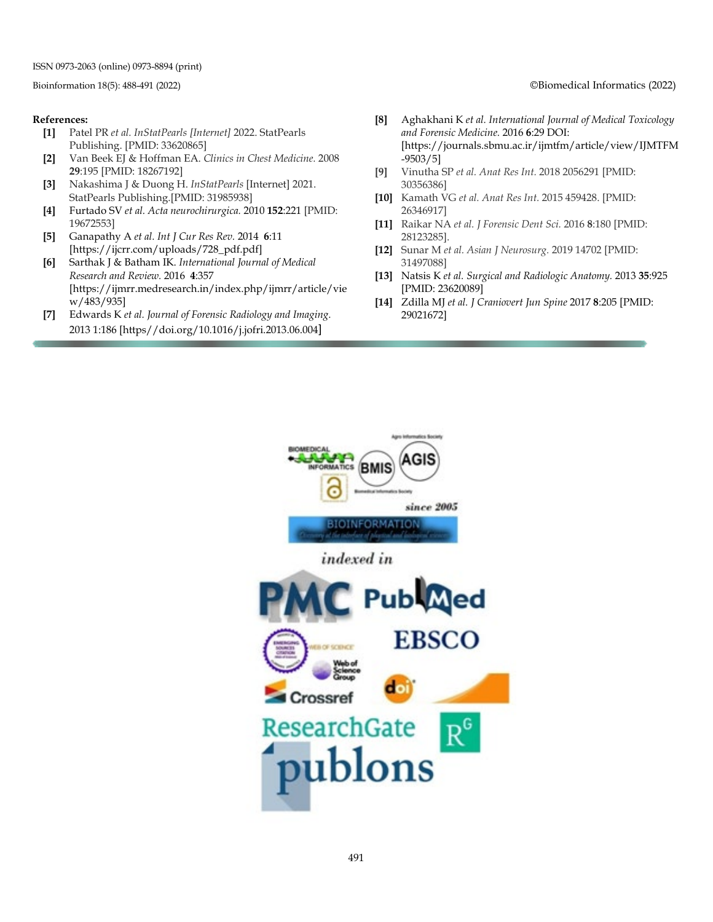## References:

**[1]** Patel PR *et al. InStatPearls [Internet]* 2022. StatPearls Publishing. [PMID: 33620865]

**[2]** Van Beek EJ & Hoffman EA. *Clinics in Chest Medicine.* 2008 **29**:195 [PMID: 18267192]

**[3]** Nakashima J & Duong H. *InStatPearls* [Internet] 2021. StatPearls Publishing.[PMID: 31985938]

**[4]** Furtado SV *et al. Acta neurochirurgica.* 2010 **152**:221 [PMID: 19672553]

**[5]** Ganapathy A *et al. Int J Cur Res Rev.* 2014 **6**:11 [https://ijcrr.com/uploads/728_pdf.pdf]

**[6]** Sarthak J & Batham IK. *International Journal of Medical Research and Review.* 2016 **4**:357 [https://ijmrr.medresearch.in/index.php/ijmrr/article/view/483/935]

**[7]** Edwards K *et al. Journal of Forensic Radiology and Imaging.* 2013 1:186 [https//doi.org/10.1016/j.jofri.2013.06.004]

**[8]** Aghakhani K *et al. International Journal of Medical Toxicology and Forensic Medicine.* 2016 **6**:29 DOI: [https://journals.sbmu.ac.ir/ijmtfm/article/view/IJMTFM-9503/5]

**[9]** Vinutha SP *et al. Anat Res Int.* 2018 2056291 [PMID: 30356386]

**[10]** Kamath VG *et al. Anat Res Int.* 2015 459428. [PMID: 26346917]

**[11]** Raikar NA *et al. J Forensic Dent Sci.* 2016 **8**:180 [PMID: 28123285].

**[12]** Sunar M *et al. Asian J Neurosurg.* 2019 14702 [PMID: 31497088]

**[13]** Natsis K *et al. Surgical and Radiologic Anatomy.* 2013 **35**:925 [PMID: 23620089]

**[14]** Zdilla MJ *et al. J Craniovert Jun Spine* 2017 **8**:205 [PMID: 29021672]